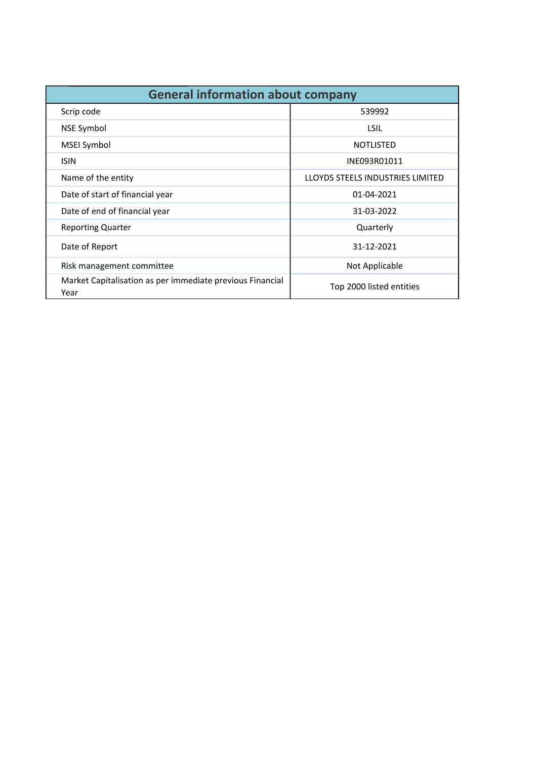| General information about company | |
|---|---|
| Scrip code | 539992 |
| NSE Symbol | LSIL |
| MSEI Symbol | NOTLISTED |
| ISIN | INE093R01011 |
| Name of the entity | LLOYDS STEELS INDUSTRIES LIMITED |
| Date of start of financial year | 01-04-2021 |
| Date of end of financial year | 31-03-2022 |
| Reporting Quarter | Quarterly |
| Date of Report | 31-12-2021 |
| Risk management committee | Not Applicable |
| Market Capitalisation as per immediate previous Financial Year | Top 2000 listed entities |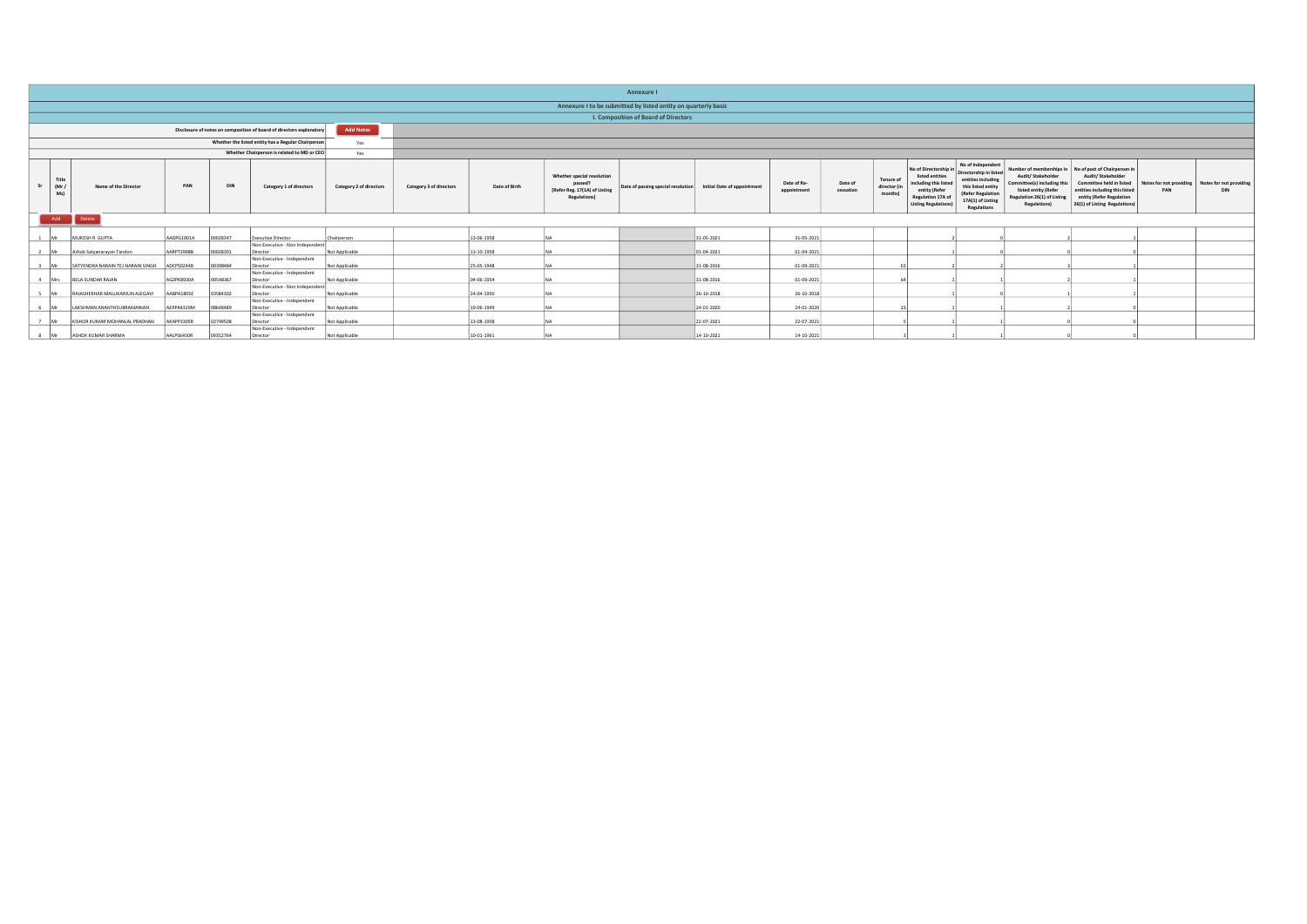# Annexure I

## Annexure I to be submitted by listed entity on quarterly basis

### I. Composition of Board of Directors

| | |
|---|---|
| Disclosure of notes on composition of board of directors explanatory | Add Notes |
| Whether the listed entity has a Regular Chairperson | Yes |
| Whether Chairperson is related to MD or CEO | Yes |

| Sr | Title (Mr / Ms) | Name of the Director | PAN | DIN | Category 1 of directors | Category 2 of directors | Category 3 of directors | Date of Birth | Whether special resolution passed? [Refer Reg. 17(1A) of Listing Regulations] | Date of passing special resolution | Initial Date of appointment | Date of Re-appointment | Date of cessation | Tenure of director (in months) | No of Directorship in listed entities including this listed entity (Refer Regulation 17A of Listing Regulations) | No of Independent Directorship in listed entities including this listed entity (Refer Regulation 17A(1) of Listing Regulations | Number of memberships in Audit/ Stakeholder Committee(s) including this listed entity (Refer Regulation 26(1) of Listing Regulations) | No of post of Chairperson in Audit/ Stakeholder Committee held in listed entities including this listed entity (Refer Regulation 26(1) of Listing Regulations) | Notes for not providing PAN | Notes for not providing DIN |
|---|---|---|---|---|---|---|---|---|---|---|---|---|---|---|---|---|---|---|---|---|
| 1 | Mr | MUKESH R. GUPTA | AADPG1001A | 00028347 | Executive Director | Chairperson | | 13-06-1958 | NA | | 31-05-2021 | 31-05-2021 | | | 2 | 0 | 2 | 1 | | |
| 2 | Mr | Ashok Satyanarayan Tandon | AARPT3998B | 00028301 | Non-Executive - Non Independent Director | Not Applicable | | 13-10-1958 | NA | | 01-04-2021 | 01-04-2021 | | | 1 | 0 | 0 | 0 | | |
| 3 | Mr | SATYENDRA NARAIN TEJ NARAIN SINGH | ADCPS0244B | 00398484 | Non-Executive - Independent Director | Not Applicable | | 25-05-1948 | NA | | 31-08-2016 | 01-09-2021 | | 63 | 2 | 2 | 3 | 1 | | |
| 4 | Mrs | BELA SUNDAR RAJAN | AGZPK8930A | 00548367 | Non-Executive - Independent Director | Not Applicable | | 04-06-1954 | NA | | 31-08-2016 | 01-09-2021 | | 64 | 1 | 1 | 2 | 1 | | |
| 5 | Mr | RAJASHEKHAR MALLIKARJUN ALEGAVI | AABPA1805E | 03584302 | Non-Executive - Non Independent Director | Not Applicable | | 24-04-1950 | NA | | 26-10-2018 | 26-10-2018 | | | 1 | 0 | 1 | 1 | | |
| 6 | Mr | LAKSHMAN ANANTHSUBRAMANIAN | AERPA4329M | 08648489 | Non-Executive - Independent Director | Not Applicable | | 19-06-1949 | NA | | 24-01-2020 | 24-01-2020 | | 23 | 1 | 1 | 2 | 0 | | |
| 7 | Mr | KISHOR KUMAR MOHANLAL PRADHAN | AKAPP3305R | 02749508 | Non-Executive - Independent Director | Not Applicable | | 13-08-1958 | NA | | 22-07-2021 | 22-07-2021 | | 5 | 1 | 1 | 0 | 0 | | |
| 8 | Mr | ASHOK KUMAR SHARMA | AALPS6450R | 09352764 | Non-Executive - Independent Director | Not Applicable | | 10-01-1961 | NA | | 14-10-2021 | 14-10-2021 | | 3 | 1 | 1 | 0 | 0 | | |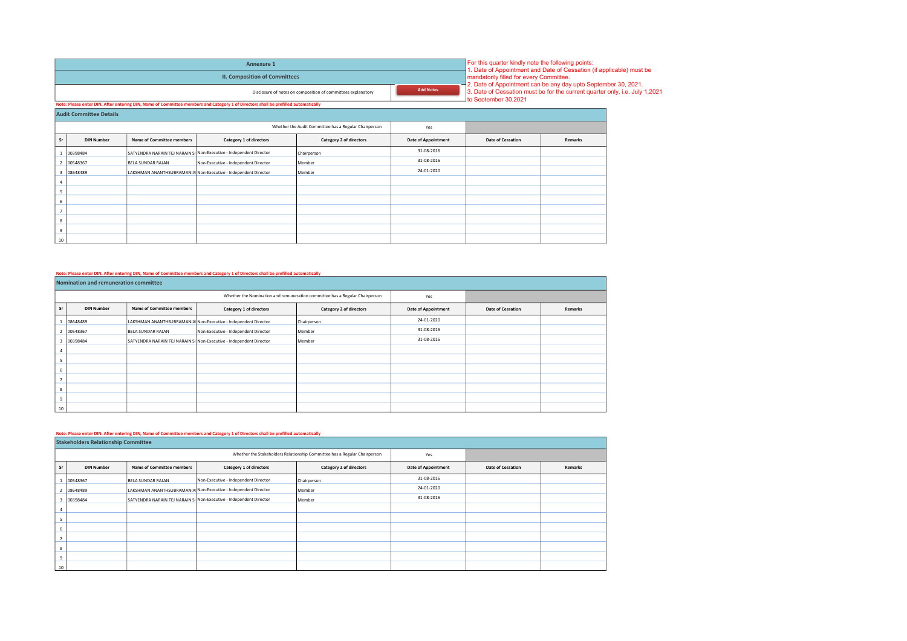# Annexure 1

## II. Composition of Committees

Disclosure of notes on composition of committees explanatory

Add Notes

For this quarter kindly note the following points:
1. Date of Appointment and Date of Cessation (if applicable) must be mandatorily filled for every Committee.
2. Date of Appointment can be any day upto September 30, 2021.
3. Date of Cessation must be for the current quarter only, i.e. July 1,2021 to September 30.2021

**Note: Please enter DIN. After entering DIN, Name of Committee members and Category 1 of Directors shall be prefilled automatically**

### Audit Committee Details

Whether the Audit Committee has a Regular Chairperson: Yes

| Sr | DIN Number | Name of Committee members | Category 1 of directors | Category 2 of directors | Date of Appointment | Date of Cessation | Remarks |
|---|---|---|---|---|---|---|---|
| 1 | 00398484 | SATYENDRA NARAIN TEJ NARAIN SI | Non-Executive - Independent Director | Chairperson | 31-08-2016 | | |
| 2 | 00548367 | BELA SUNDAR RAJAN | Non-Executive - Independent Director | Member | 31-08-2016 | | |
| 3 | 08648489 | LAKSHMAN ANANTHSUBRAMANIA | Non-Executive - Independent Director | Member | 24-01-2020 | | |
| 4 | | | | | | | |
| 5 | | | | | | | |
| 6 | | | | | | | |
| 7 | | | | | | | |
| 8 | | | | | | | |
| 9 | | | | | | | |
| 10 | | | | | | | |

**Note: Please enter DIN. After entering DIN, Name of Committee members and Category 1 of Directors shall be prefilled automatically**

### Nomination and remuneration committee

Whether the Nomination and remuneration committee has a Regular Chairperson: Yes

| Sr | DIN Number | Name of Committee members | Category 1 of directors | Category 2 of directors | Date of Appointment | Date of Cessation | Remarks |
|---|---|---|---|---|---|---|---|
| 1 | 08648489 | LAKSHMAN ANANTHSUBRAMANIA | Non-Executive - Independent Director | Chairperson | 24-01-2020 | | |
| 2 | 00548367 | BELA SUNDAR RAJAN | Non-Executive - Independent Director | Member | 31-08-2016 | | |
| 3 | 00398484 | SATYENDRA NARAIN TEJ NARAIN SI | Non-Executive - Independent Director | Member | 31-08-2016 | | |
| 4 | | | | | | | |
| 5 | | | | | | | |
| 6 | | | | | | | |
| 7 | | | | | | | |
| 8 | | | | | | | |
| 9 | | | | | | | |
| 10 | | | | | | | |

**Note: Please enter DIN. After entering DIN, Name of Committee members and Category 1 of Directors shall be prefilled automatically**

### Stakeholders Relationship Committee

Whether the Stakeholders Relationship Committee has a Regular Chairperson: Yes

| Sr | DIN Number | Name of Committee members | Category 1 of directors | Category 2 of directors | Date of Appointment | Date of Cessation | Remarks |
|---|---|---|---|---|---|---|---|
| 1 | 00548367 | BELA SUNDAR RAJAN | Non-Executive - Independent Director | Chairperson | 31-08-2016 | | |
| 2 | 08648489 | LAKSHMAN ANANTHSUBRAMANIA | Non-Executive - Independent Director | Member | 24-01-2020 | | |
| 3 | 00398484 | SATYENDRA NARAIN TEJ NARAIN SI | Non-Executive - Independent Director | Member | 31-08-2016 | | |
| 4 | | | | | | | |
| 5 | | | | | | | |
| 6 | | | | | | | |
| 7 | | | | | | | |
| 8 | | | | | | | |
| 9 | | | | | | | |
| 10 | | | | | | | |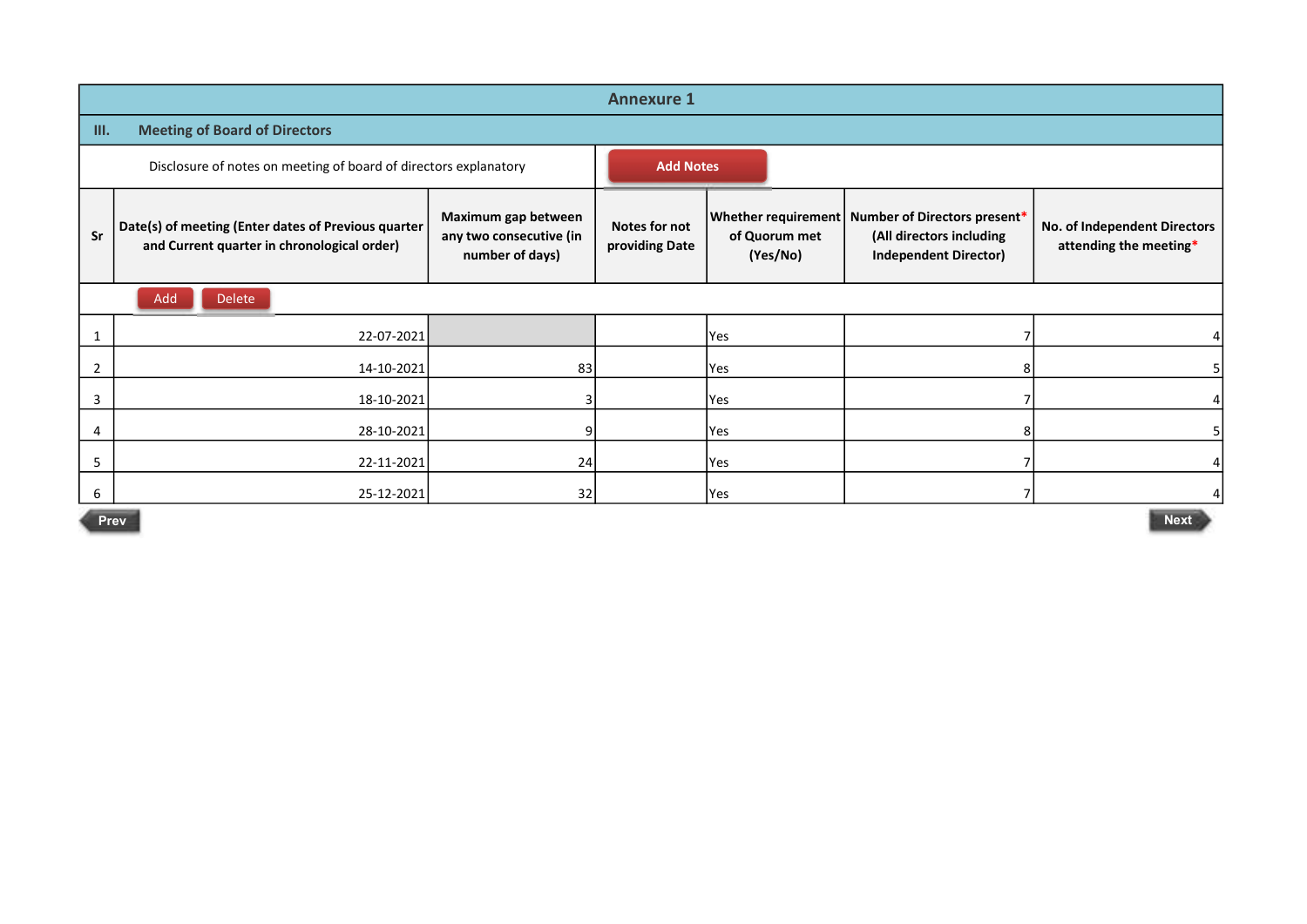# Annexure 1

## III. Meeting of Board of Directors

Disclosure of notes on meeting of board of directors explanatory

Add Notes

| Sr | Date(s) of meeting (Enter dates of Previous quarter and Current quarter in chronological order) | Maximum gap between any two consecutive (in number of days) | Notes for not providing Date | Whether requirement of Quorum met (Yes/No) | Number of Directors present* (All directors including Independent Director) | No. of Independent Directors attending the meeting* |
|---|---|---|---|---|---|---|
| 1 | 22-07-2021 | | | Yes | 7 | 4 |
| 2 | 14-10-2021 | 83 | | Yes | 8 | 5 |
| 3 | 18-10-2021 | 3 | | Yes | 7 | 4 |
| 4 | 28-10-2021 | 9 | | Yes | 8 | 5 |
| 5 | 22-11-2021 | 24 | | Yes | 7 | 4 |
| 6 | 25-12-2021 | 32 | | Yes | 7 | 4 |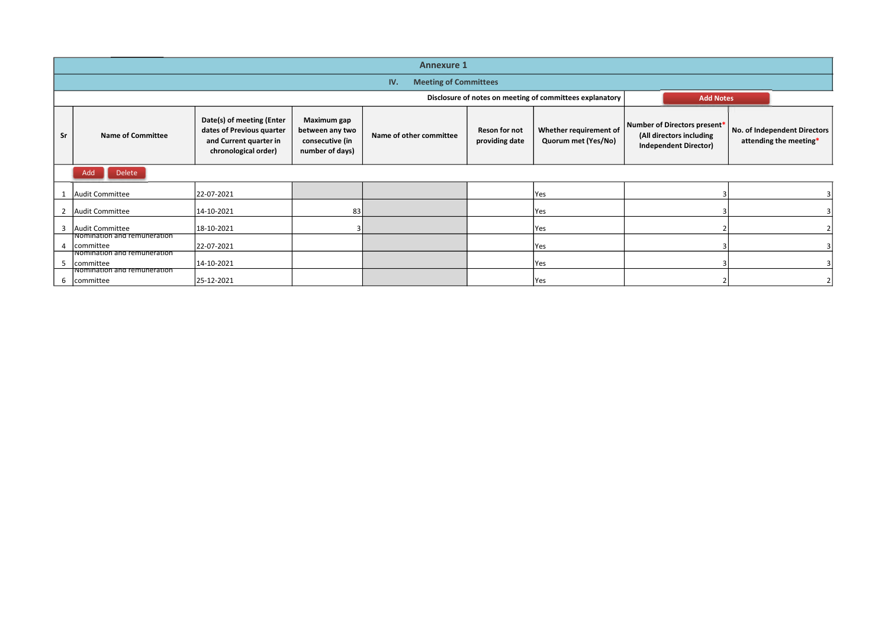## Annexure 1

### IV. Meeting of Committees

**Disclosure of notes on meeting of committees explanatory** — Add Notes

| Sr | Name of Committee | Date(s) of meeting (Enter dates of Previous quarter and Current quarter in chronological order) | Maximum gap between any two consecutive (in number of days) | Name of other committee | Reson for not providing date | Whether requirement of Quorum met (Yes/No) | Number of Directors present* (All directors including Independent Director) | No. of Independent Directors attending the meeting* |
|---|---|---|---|---|---|---|---|---|
| 1 | Audit Committee | 22-07-2021 | | | | Yes | 3 | 3 |
| 2 | Audit Committee | 14-10-2021 | 83 | | | Yes | 3 | 3 |
| 3 | Audit Committee | 18-10-2021 | 3 | | | Yes | 2 | 2 |
| 4 | Nomination and remuneration committee | 22-07-2021 | | | | Yes | 3 | 3 |
| 5 | Nomination and remuneration committee | 14-10-2021 | | | | Yes | 3 | 3 |
| 6 | Nomination and remuneration committee | 25-12-2021 | | | | Yes | 2 | 2 |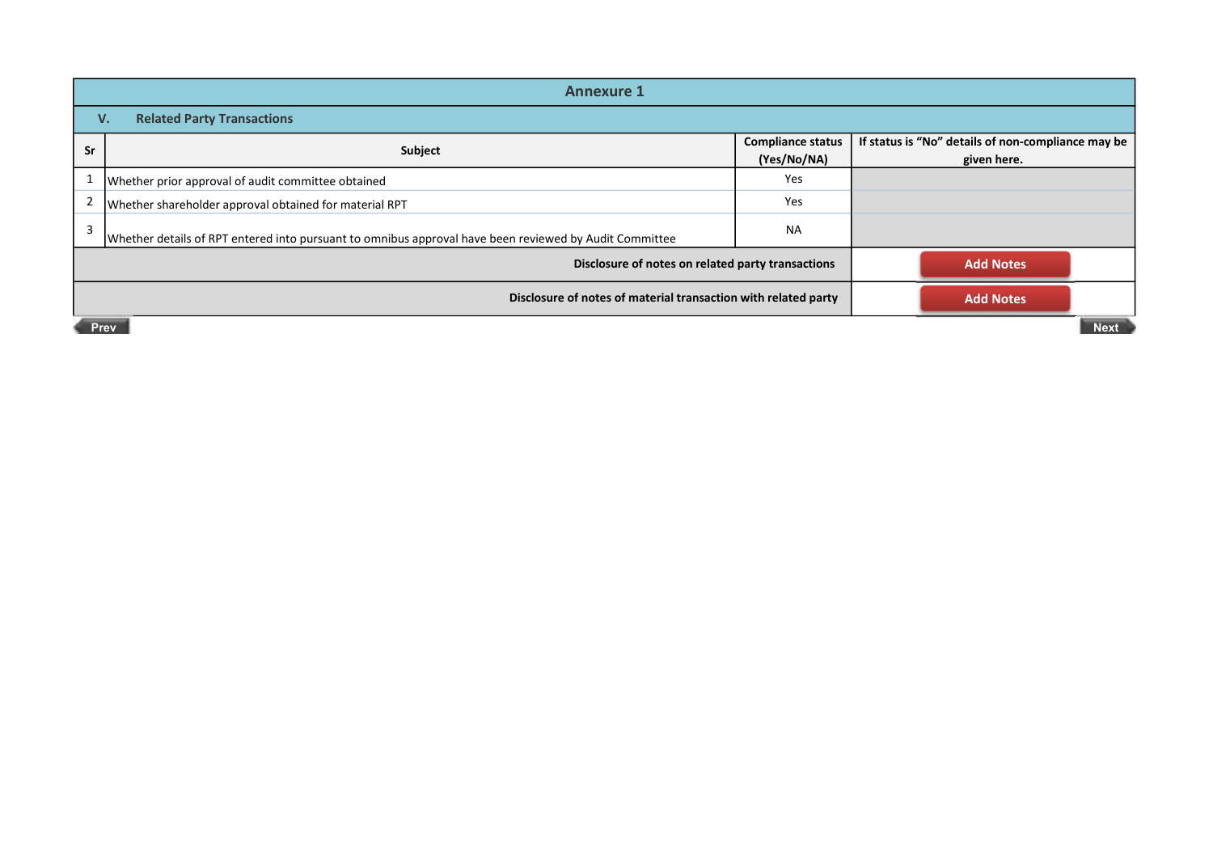## Annexure 1

### V. Related Party Transactions

| Sr | Subject | Compliance status (Yes/No/NA) | If status is "No" details of non-compliance may be given here. |
|---|---|---|---|
| 1 | Whether prior approval of audit committee obtained | Yes | |
| 2 | Whether shareholder approval obtained for material RPT | Yes | |
| 3 | Whether details of RPT entered into pursuant to omnibus approval have been reviewed by Audit Committee | NA | |

| | |
|---|---|
| **Disclosure of notes on related party transactions** | Add Notes |
| **Disclosure of notes of material transaction with related party** | Add Notes |

Prev

Next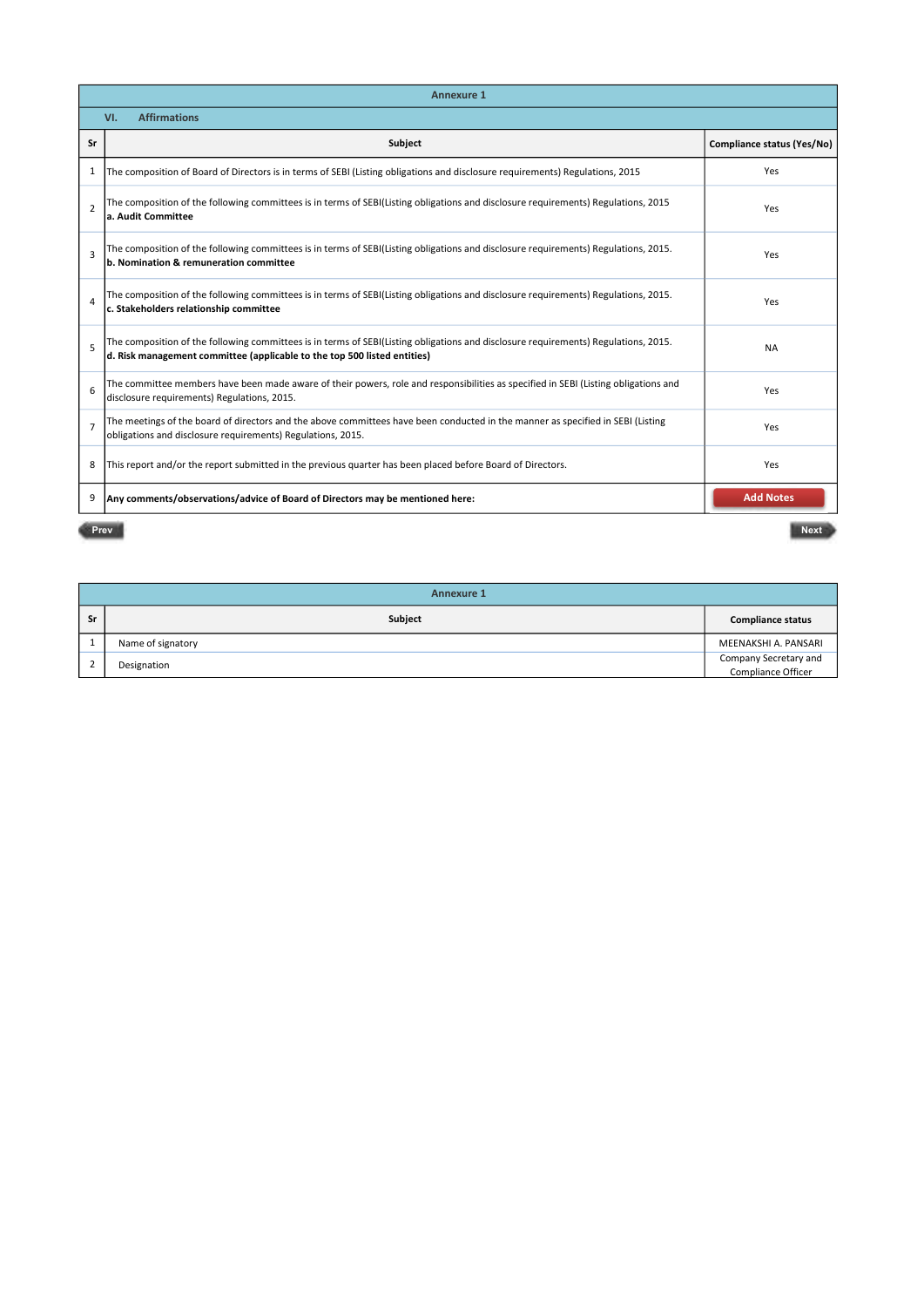## Annexure 1

### VI. Affirmations

| Sr | Subject | Compliance status (Yes/No) |
|---|---|---|
| 1 | The composition of Board of Directors is in terms of SEBI (Listing obligations and disclosure requirements) Regulations, 2015 | Yes |
| 2 | The composition of the following committees is in terms of SEBI(Listing obligations and disclosure requirements) Regulations, 2015 **a. Audit Committee** | Yes |
| 3 | The composition of the following committees is in terms of SEBI(Listing obligations and disclosure requirements) Regulations, 2015. **b. Nomination & remuneration committee** | Yes |
| 4 | The composition of the following committees is in terms of SEBI(Listing obligations and disclosure requirements) Regulations, 2015. **c. Stakeholders relationship committee** | Yes |
| 5 | The composition of the following committees is in terms of SEBI(Listing obligations and disclosure requirements) Regulations, 2015. **d. Risk management committee (applicable to the top 500 listed entities)** | NA |
| 6 | The committee members have been made aware of their powers, role and responsibilities as specified in SEBI (Listing obligations and disclosure requirements) Regulations, 2015. | Yes |
| 7 | The meetings of the board of directors and the above committees have been conducted in the manner as specified in SEBI (Listing obligations and disclosure requirements) Regulations, 2015. | Yes |
| 8 | This report and/or the report submitted in the previous quarter has been placed before Board of Directors. | Yes |
| 9 | **Any comments/observations/advice of Board of Directors may be mentioned here:** | Add Notes |

## Annexure 1

| Sr | Subject | Compliance status |
|---|---|---|
| 1 | Name of signatory | MEENAKSHI A. PANSARI |
| 2 | Designation | Company Secretary and Compliance Officer |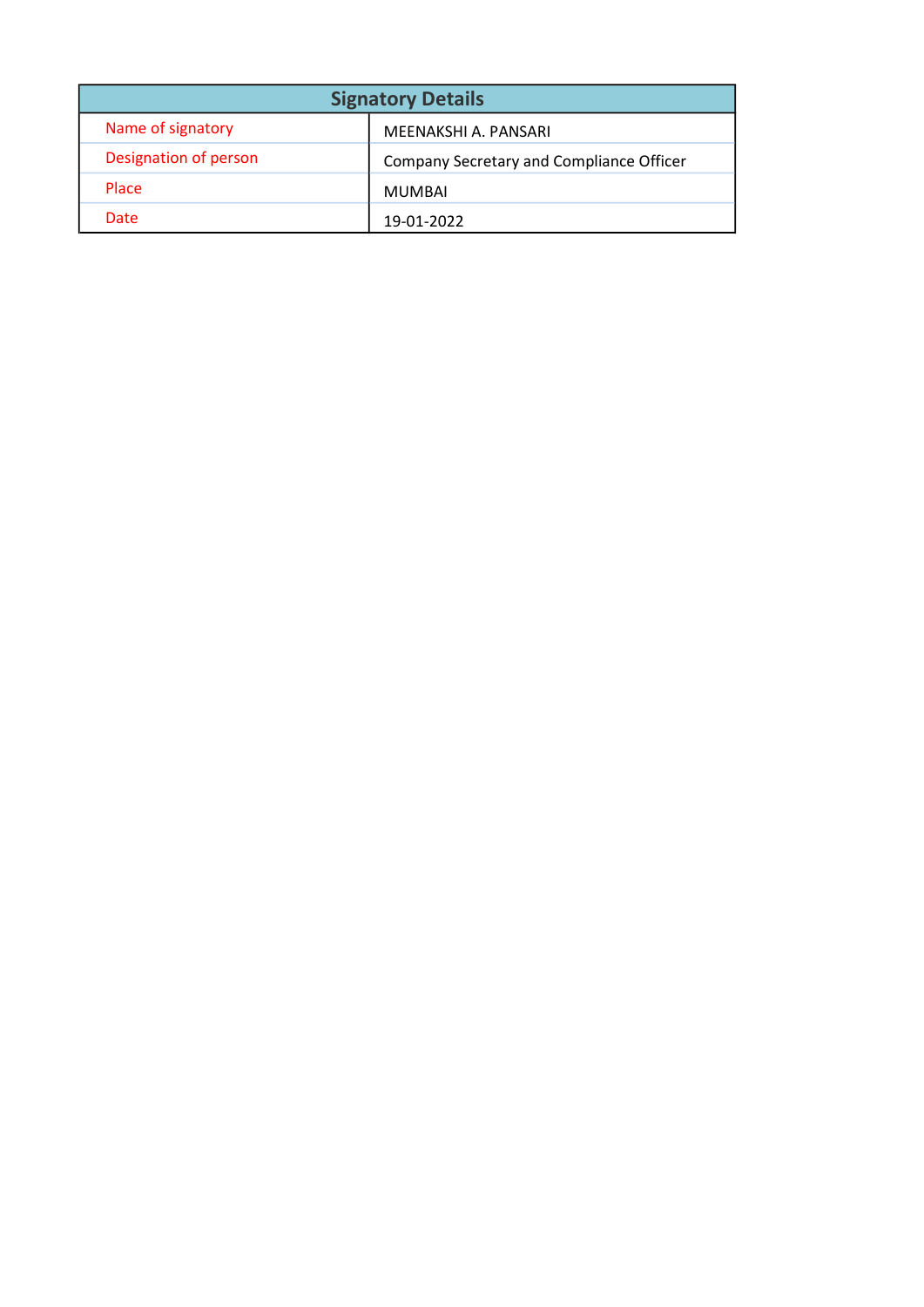| Signatory Details | |
|---|---|
| Name of signatory | MEENAKSHI A. PANSARI |
| Designation of person | Company Secretary and Compliance Officer |
| Place | MUMBAI |
| Date | 19-01-2022 |